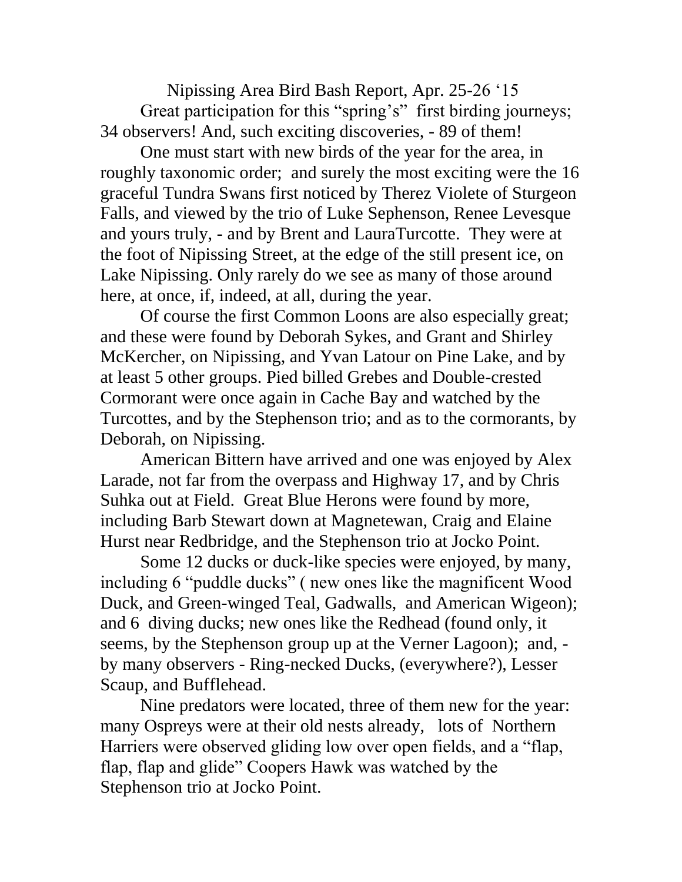# Nipissing Area Bird Bash Report, Apr. 25-26 '15

Great participation for this "spring's" first birding journeys; 34 observers! And, such exciting discoveries, - 89 of them!

One must start with new birds of the year for the area, in roughly taxonomic order; and surely the most exciting were the 16 graceful Tundra Swans first noticed by Therez Violete of Sturgeon Falls, and viewed by the trio of Luke Sephenson, Renee Levesque and yours truly, - and by Brent and LauraTurcotte. They were at the foot of Nipissing Street, at the edge of the still present ice, on Lake Nipissing. Only rarely do we see as many of those around here, at once, if, indeed, at all, during the year.

Of course the first Common Loons are also especially great; and these were found by Deborah Sykes, and Grant and Shirley McKercher, on Nipissing, and Yvan Latour on Pine Lake, and by at least 5 other groups. Pied billed Grebes and Double-crested Cormorant were once again in Cache Bay and watched by the Turcottes, and by the Stephenson trio; and as to the cormorants, by Deborah, on Nipissing.

American Bittern have arrived and one was enjoyed by Alex Larade, not far from the overpass and Highway 17, and by Chris Suhka out at Field. Great Blue Herons were found by more, including Barb Stewart down at Magnetewan, Craig and Elaine Hurst near Redbridge, and the Stephenson trio at Jocko Point.

Some 12 ducks or duck-like species were enjoyed, by many, including 6 "puddle ducks" ( new ones like the magnificent Wood Duck, and Green-winged Teal, Gadwalls, and American Wigeon); and 6 diving ducks; new ones like the Redhead (found only, it seems, by the Stephenson group up at the Verner Lagoon); and, - by many observers - Ring-necked Ducks, (everywhere?), Lesser Scaup, and Bufflehead.

Nine predators were located, three of them new for the year: many Ospreys were at their old nests already, lots of Northern Harriers were observed gliding low over open fields, and a "flap, flap, flap and glide" Coopers Hawk was watched by the Stephenson trio at Jocko Point.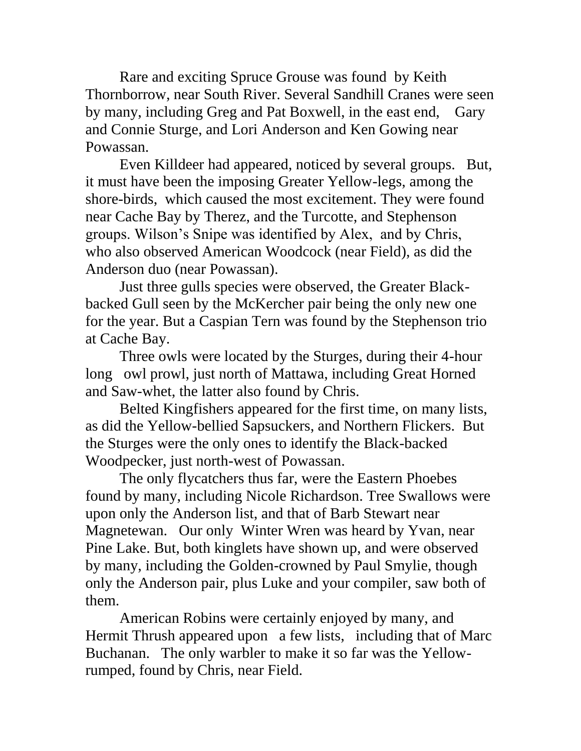Rare and exciting Spruce Grouse was found by Keith Thornborrow, near South River. Several Sandhill Cranes were seen by many, including Greg and Pat Boxwell, in the east end, Gary and Connie Sturge, and Lori Anderson and Ken Gowing near Powassan.

Even Killdeer had appeared, noticed by several groups. But, it must have been the imposing Greater Yellow-legs, among the shore-birds, which caused the most excitement. They were found near Cache Bay by Therez, and the Turcotte, and Stephenson groups. Wilson's Snipe was identified by Alex, and by Chris, who also observed American Woodcock (near Field), as did the Anderson duo (near Powassan).

Just three gulls species were observed, the Greater Black-backed Gull seen by the McKercher pair being the only new one for the year. But a Caspian Tern was found by the Stephenson trio at Cache Bay.

Three owls were located by the Sturges, during their 4-hour long owl prowl, just north of Mattawa, including Great Horned and Saw-whet, the latter also found by Chris.

Belted Kingfishers appeared for the first time, on many lists, as did the Yellow-bellied Sapsuckers, and Northern Flickers. But the Sturges were the only ones to identify the Black-backed Woodpecker, just north-west of Powassan.

The only flycatchers thus far, were the Eastern Phoebes found by many, including Nicole Richardson. Tree Swallows were upon only the Anderson list, and that of Barb Stewart near Magnetewan. Our only Winter Wren was heard by Yvan, near Pine Lake. But, both kinglets have shown up, and were observed by many, including the Golden-crowned by Paul Smylie, though only the Anderson pair, plus Luke and your compiler, saw both of them.

American Robins were certainly enjoyed by many, and Hermit Thrush appeared upon a few lists, including that of Marc Buchanan. The only warbler to make it so far was the Yellow-rumped, found by Chris, near Field.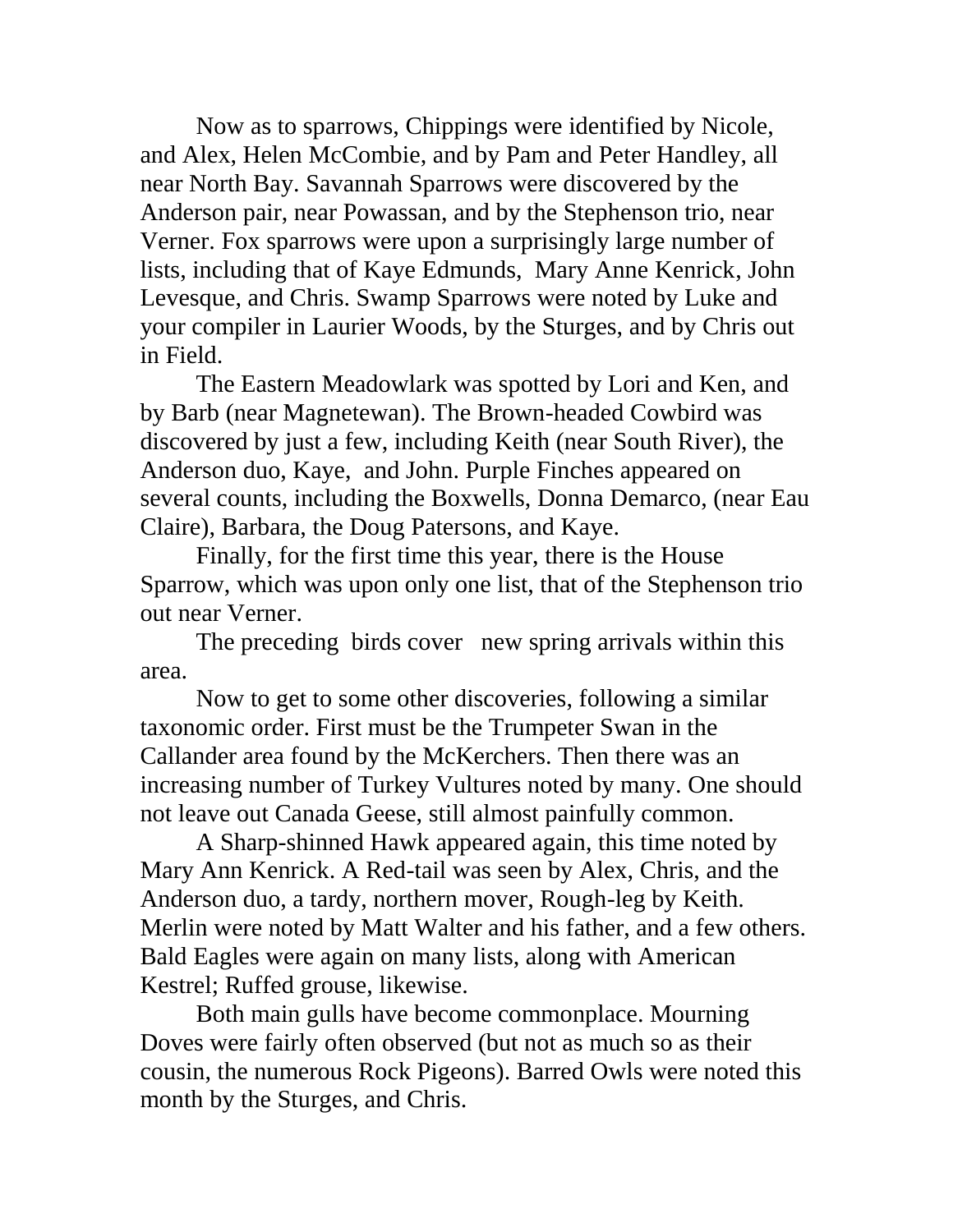Now as to sparrows, Chippings were identified by Nicole, and Alex, Helen McCombie, and by Pam and Peter Handley, all near North Bay. Savannah Sparrows were discovered by the Anderson pair, near Powassan, and by the Stephenson trio, near Verner. Fox sparrows were upon a surprisingly large number of lists, including that of Kaye Edmunds, Mary Anne Kenrick, John Levesque, and Chris. Swamp Sparrows were noted by Luke and your compiler in Laurier Woods, by the Sturges, and by Chris out in Field.

The Eastern Meadowlark was spotted by Lori and Ken, and by Barb (near Magnetewan). The Brown-headed Cowbird was discovered by just a few, including Keith (near South River), the Anderson duo, Kaye, and John. Purple Finches appeared on several counts, including the Boxwells, Donna Demarco, (near Eau Claire), Barbara, the Doug Patersons, and Kaye.

Finally, for the first time this year, there is the House Sparrow, which was upon only one list, that of the Stephenson trio out near Verner.

The preceding birds cover new spring arrivals within this area.

Now to get to some other discoveries, following a similar taxonomic order. First must be the Trumpeter Swan in the Callander area found by the McKerchers. Then there was an increasing number of Turkey Vultures noted by many. One should not leave out Canada Geese, still almost painfully common.

A Sharp-shinned Hawk appeared again, this time noted by Mary Ann Kenrick. A Red-tail was seen by Alex, Chris, and the Anderson duo, a tardy, northern mover, Rough-leg by Keith. Merlin were noted by Matt Walter and his father, and a few others. Bald Eagles were again on many lists, along with American Kestrel; Ruffed grouse, likewise.

Both main gulls have become commonplace. Mourning Doves were fairly often observed (but not as much so as their cousin, the numerous Rock Pigeons). Barred Owls were noted this month by the Sturges, and Chris.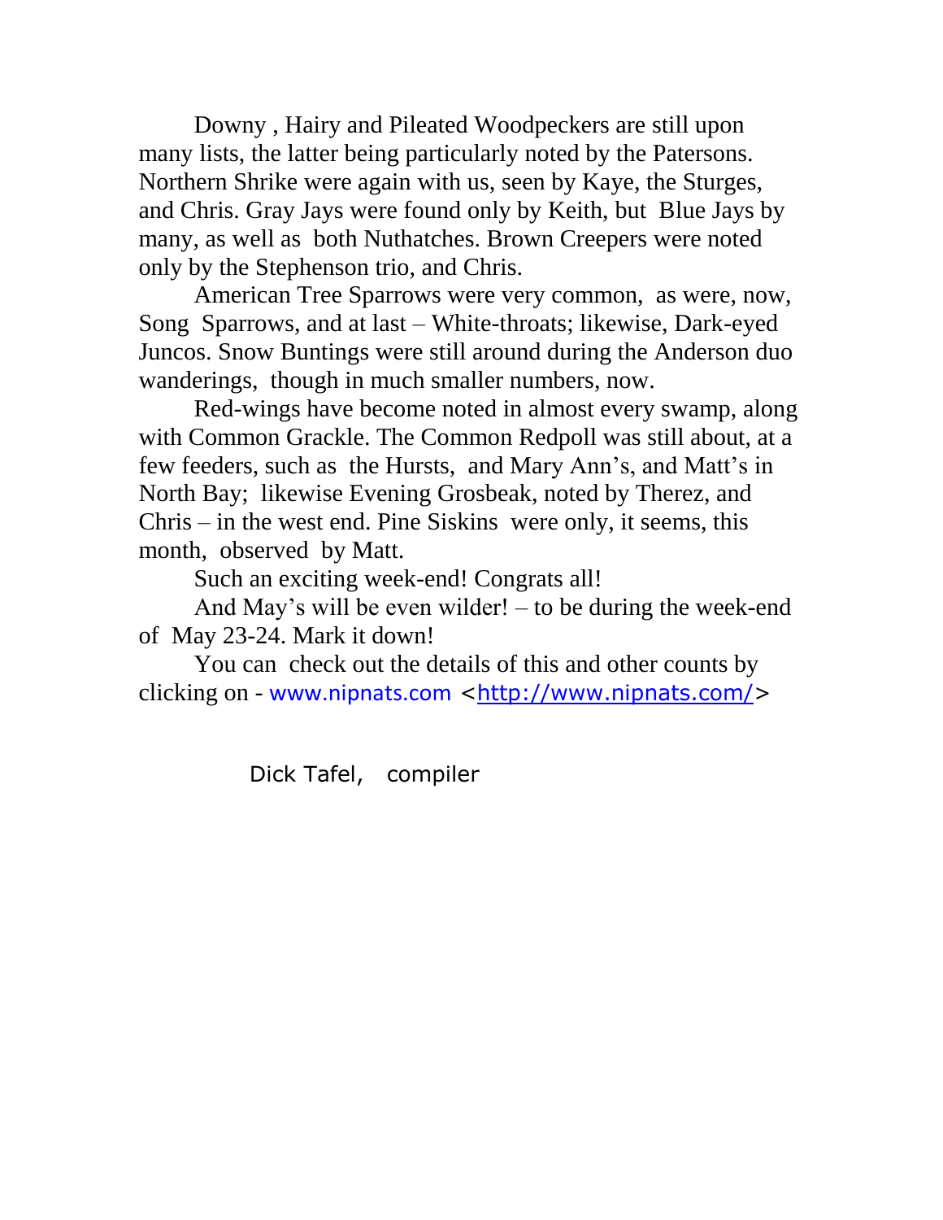Downy , Hairy and Pileated Woodpeckers are still upon many lists, the latter being particularly noted by the Patersons. Northern Shrike were again with us, seen by Kaye, the Sturges, and Chris. Gray Jays were found only by Keith, but Blue Jays by many, as well as both Nuthatches. Brown Creepers were noted only by the Stephenson trio, and Chris.

American Tree Sparrows were very common, as were, now, Song Sparrows, and at last – White-throats; likewise, Dark-eyed Juncos. Snow Buntings were still around during the Anderson duo wanderings, though in much smaller numbers, now.

Red-wings have become noted in almost every swamp, along with Common Grackle. The Common Redpoll was still about, at a few feeders, such as the Hursts, and Mary Ann's, and Matt's in North Bay; likewise Evening Grosbeak, noted by Therez, and Chris – in the west end. Pine Siskins were only, it seems, this month, observed by Matt.

Such an exciting week-end! Congrats all!

And May's will be even wilder! – to be during the week-end of May 23-24. Mark it down!

You can check out the details of this and other counts by clicking on - www.nipnats.com <http://www.nipnats.com/>

Dick Tafel, compiler